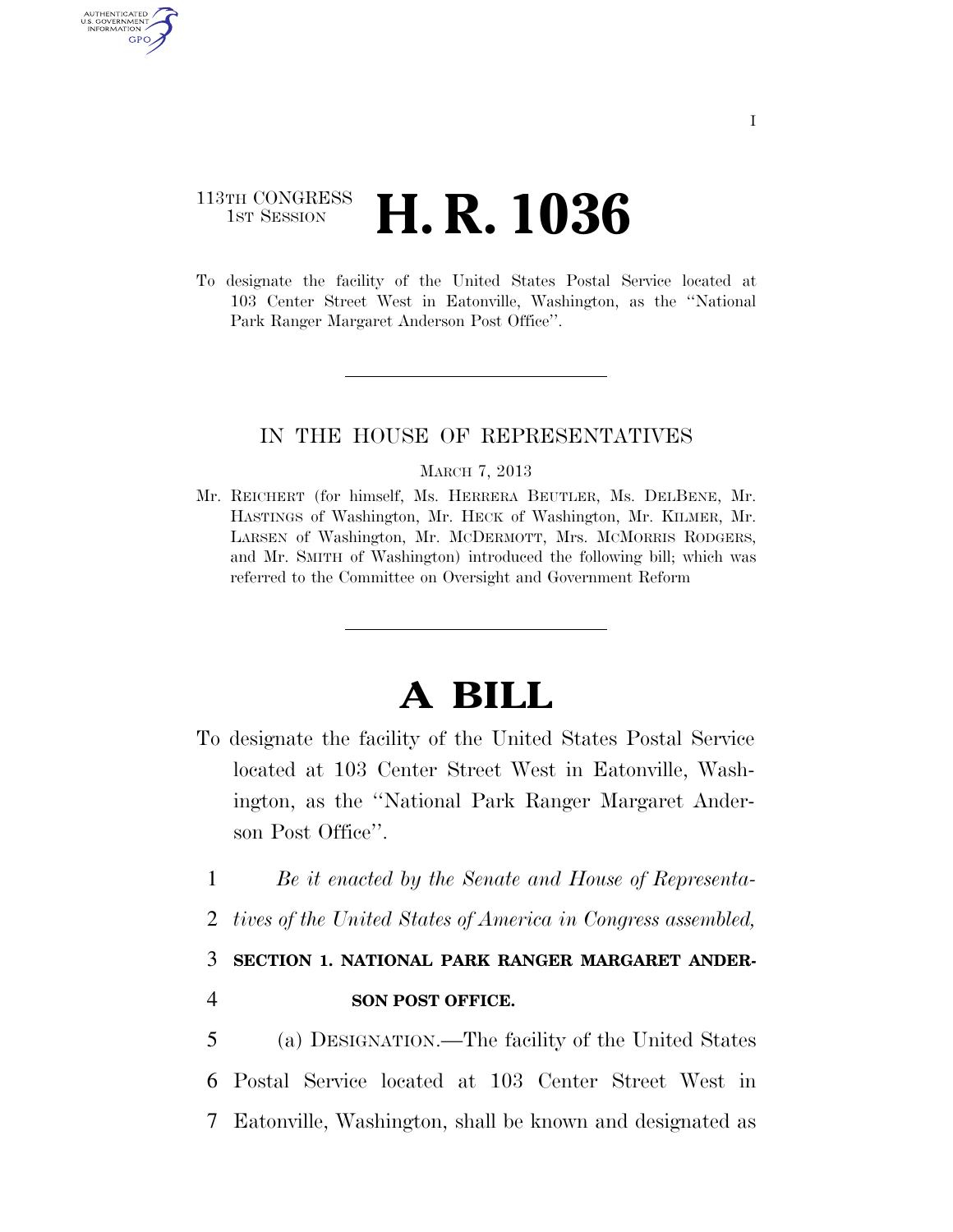113TH CONGRESS
1ST SESSION

# H. R. 1036

To designate the facility of the United States Postal Service located at 103 Center Street West in Eatonville, Washington, as the ''National Park Ranger Margaret Anderson Post Office''.

IN THE HOUSE OF REPRESENTATIVES

MARCH 7, 2013

Mr. REICHERT (for himself, Ms. HERRERA BEUTLER, Ms. DELBENE, Mr. HASTINGS of Washington, Mr. HECK of Washington, Mr. KILMER, Mr. LARSEN of Washington, Mr. MCDERMOTT, Mrs. MCMORRIS RODGERS, and Mr. SMITH of Washington) introduced the following bill; which was referred to the Committee on Oversight and Government Reform

# A BILL

To designate the facility of the United States Postal Service located at 103 Center Street West in Eatonville, Washington, as the ''National Park Ranger Margaret Anderson Post Office''.

1 *Be it enacted by the Senate and House of Representa-*
2 *tives of the United States of America in Congress assembled,*

3 **SECTION 1. NATIONAL PARK RANGER MARGARET ANDER-**
4 **SON POST OFFICE.**

5 (a) DESIGNATION.—The facility of the United States
6 Postal Service located at 103 Center Street West in
7 Eatonville, Washington, shall be known and designated as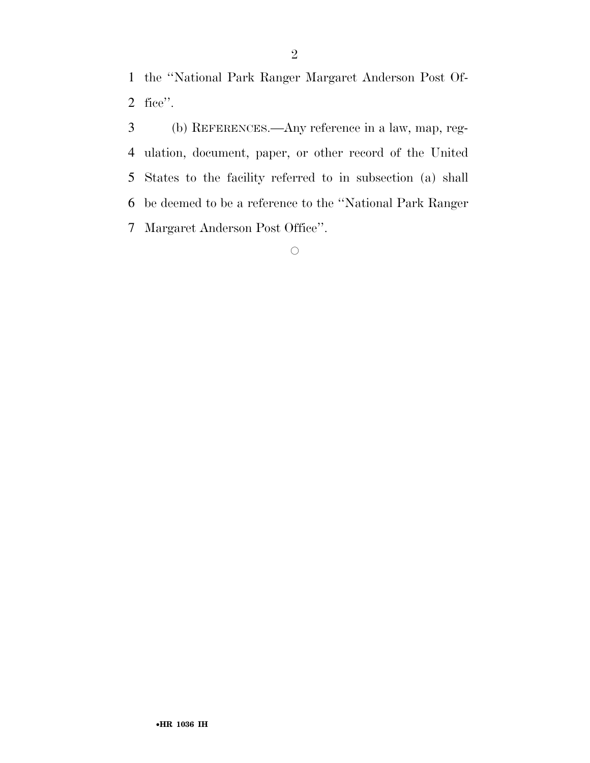the "National Park Ranger Margaret Anderson Post Office".

(b) REFERENCES.—Any reference in a law, map, regulation, document, paper, or other record of the United States to the facility referred to in subsection (a) shall be deemed to be a reference to the "National Park Ranger Margaret Anderson Post Office".

○